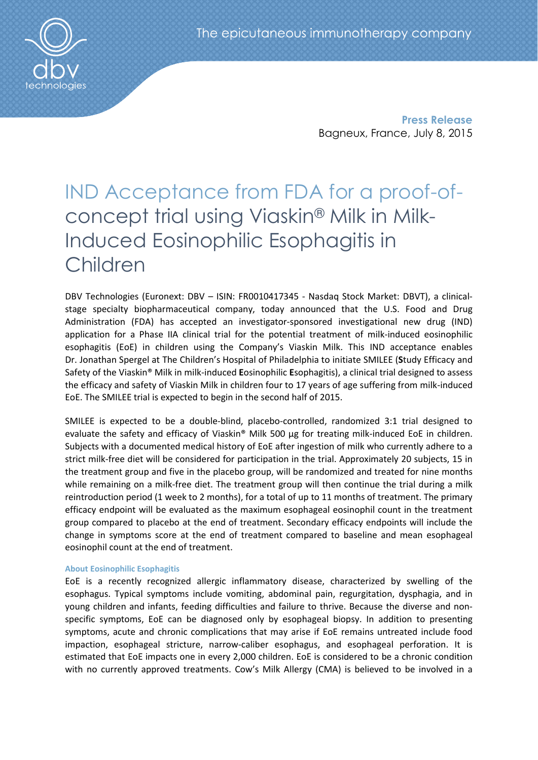**Press Release**
Bagneux, France, July 8, 2015

# IND Acceptance from FDA for a proof-of-concept trial using Viaskin® Milk in Milk-Induced Eosinophilic Esophagitis in Children

DBV Technologies (Euronext: DBV – ISIN: FR0010417345 - Nasdaq Stock Market: DBVT), a clinical-stage specialty biopharmaceutical company, today announced that the U.S. Food and Drug Administration (FDA) has accepted an investigator-sponsored investigational new drug (IND) application for a Phase IIA clinical trial for the potential treatment of milk-induced eosinophilic esophagitis (EoE) in children using the Company's Viaskin Milk. This IND acceptance enables Dr. Jonathan Spergel at The Children's Hospital of Philadelphia to initiate SMILEE (**S**tudy Efficacy and Safety of the Viaskin® Milk in milk-induced **E**osinophilic **E**sophagitis), a clinical trial designed to assess the efficacy and safety of Viaskin Milk in children four to 17 years of age suffering from milk-induced EoE. The SMILEE trial is expected to begin in the second half of 2015.

SMILEE is expected to be a double-blind, placebo-controlled, randomized 3:1 trial designed to evaluate the safety and efficacy of Viaskin® Milk 500 µg for treating milk-induced EoE in children. Subjects with a documented medical history of EoE after ingestion of milk who currently adhere to a strict milk-free diet will be considered for participation in the trial. Approximately 20 subjects, 15 in the treatment group and five in the placebo group, will be randomized and treated for nine months while remaining on a milk-free diet. The treatment group will then continue the trial during a milk reintroduction period (1 week to 2 months), for a total of up to 11 months of treatment. The primary efficacy endpoint will be evaluated as the maximum esophageal eosinophil count in the treatment group compared to placebo at the end of treatment. Secondary efficacy endpoints will include the change in symptoms score at the end of treatment compared to baseline and mean esophageal eosinophil count at the end of treatment.

### About Eosinophilic Esophagitis

EoE is a recently recognized allergic inflammatory disease, characterized by swelling of the esophagus. Typical symptoms include vomiting, abdominal pain, regurgitation, dysphagia, and in young children and infants, feeding difficulties and failure to thrive. Because the diverse and non-specific symptoms, EoE can be diagnosed only by esophageal biopsy. In addition to presenting symptoms, acute and chronic complications that may arise if EoE remains untreated include food impaction, esophageal stricture, narrow-caliber esophagus, and esophageal perforation. It is estimated that EoE impacts one in every 2,000 children. EoE is considered to be a chronic condition with no currently approved treatments. Cow's Milk Allergy (CMA) is believed to be involved in a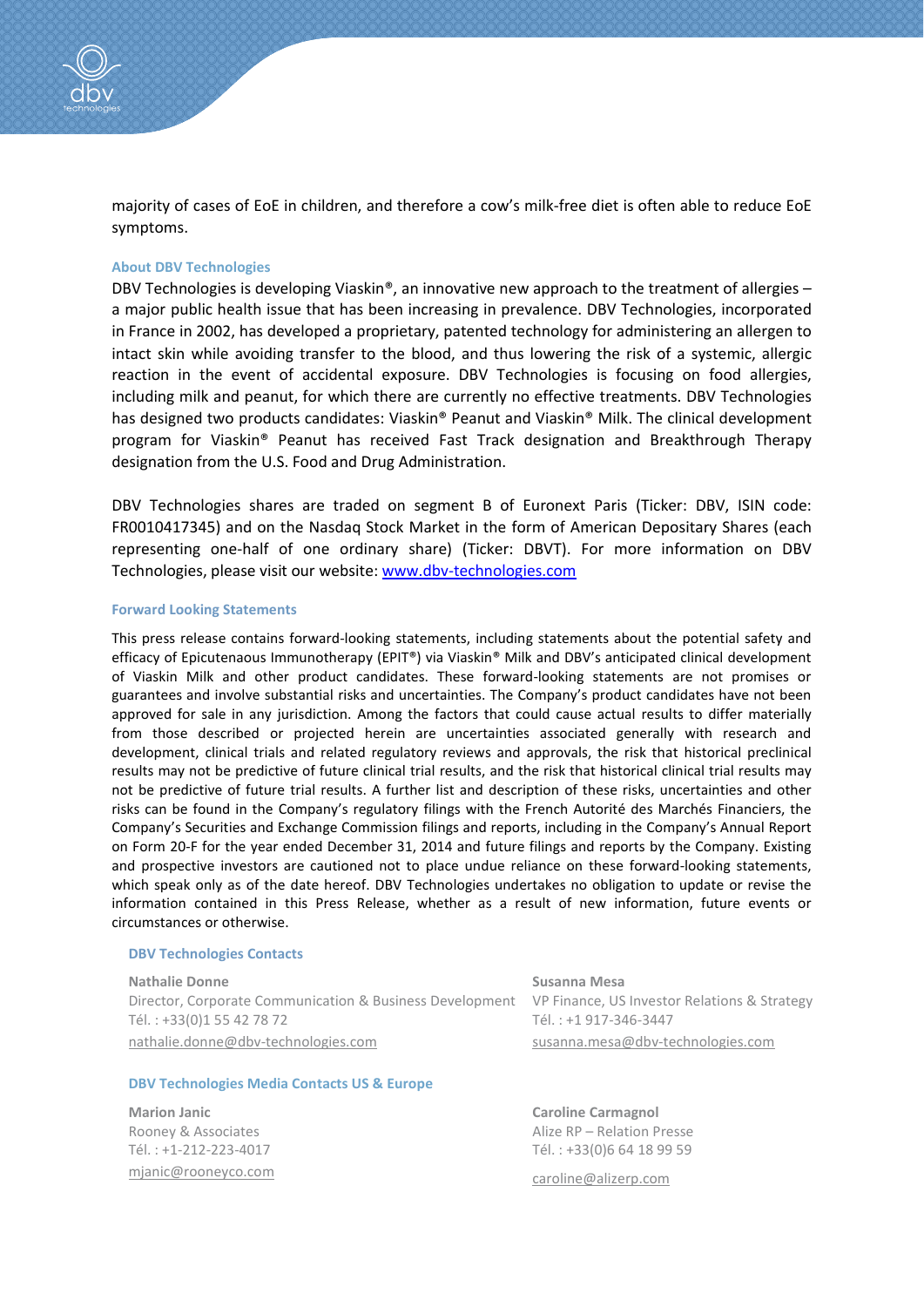majority of cases of EoE in children, and therefore a cow's milk-free diet is often able to reduce EoE symptoms.

### About DBV Technologies

DBV Technologies is developing Viaskin®, an innovative new approach to the treatment of allergies – a major public health issue that has been increasing in prevalence. DBV Technologies, incorporated in France in 2002, has developed a proprietary, patented technology for administering an allergen to intact skin while avoiding transfer to the blood, and thus lowering the risk of a systemic, allergic reaction in the event of accidental exposure. DBV Technologies is focusing on food allergies, including milk and peanut, for which there are currently no effective treatments. DBV Technologies has designed two products candidates: Viaskin® Peanut and Viaskin® Milk. The clinical development program for Viaskin® Peanut has received Fast Track designation and Breakthrough Therapy designation from the U.S. Food and Drug Administration.

DBV Technologies shares are traded on segment B of Euronext Paris (Ticker: DBV, ISIN code: FR0010417345) and on the Nasdaq Stock Market in the form of American Depositary Shares (each representing one-half of one ordinary share) (Ticker: DBVT). For more information on DBV Technologies, please visit our website: [www.dbv-technologies.com](http://www.dbv-technologies.com)

### Forward Looking Statements

This press release contains forward-looking statements, including statements about the potential safety and efficacy of Epicutenaous Immunotherapy (EPIT®) via Viaskin® Milk and DBV's anticipated clinical development of Viaskin Milk and other product candidates. These forward-looking statements are not promises or guarantees and involve substantial risks and uncertainties. The Company's product candidates have not been approved for sale in any jurisdiction. Among the factors that could cause actual results to differ materially from those described or projected herein are uncertainties associated generally with research and development, clinical trials and related regulatory reviews and approvals, the risk that historical preclinical results may not be predictive of future clinical trial results, and the risk that historical clinical trial results may not be predictive of future trial results. A further list and description of these risks, uncertainties and other risks can be found in the Company's regulatory filings with the French Autorité des Marchés Financiers, the Company's Securities and Exchange Commission filings and reports, including in the Company's Annual Report on Form 20-F for the year ended December 31, 2014 and future filings and reports by the Company. Existing and prospective investors are cautioned not to place undue reliance on these forward-looking statements, which speak only as of the date hereof. DBV Technologies undertakes no obligation to update or revise the information contained in this Press Release, whether as a result of new information, future events or circumstances or otherwise.

### DBV Technologies Contacts

**Nathalie Donne**
Director, Corporate Communication & Business Development
Tél. : +33(0)1 55 42 78 72
[nathalie.donne@dbv-technologies.com](mailto:nathalie.donne@dbv-technologies.com)

**Susanna Mesa**
VP Finance, US Investor Relations & Strategy
Tél. : +1 917-346-3447
[susanna.mesa@dbv-technologies.com](mailto:susanna.mesa@dbv-technologies.com)

### DBV Technologies Media Contacts US & Europe

**Marion Janic**
Rooney & Associates
Tél. : +1-212-223-4017
[mjanic@rooneyco.com](mailto:mjanic@rooneyco.com)

**Caroline Carmagnol**
Alize RP – Relation Presse
Tél. : +33(0)6 64 18 99 59
[caroline@alizerp.com](mailto:caroline@alizerp.com)